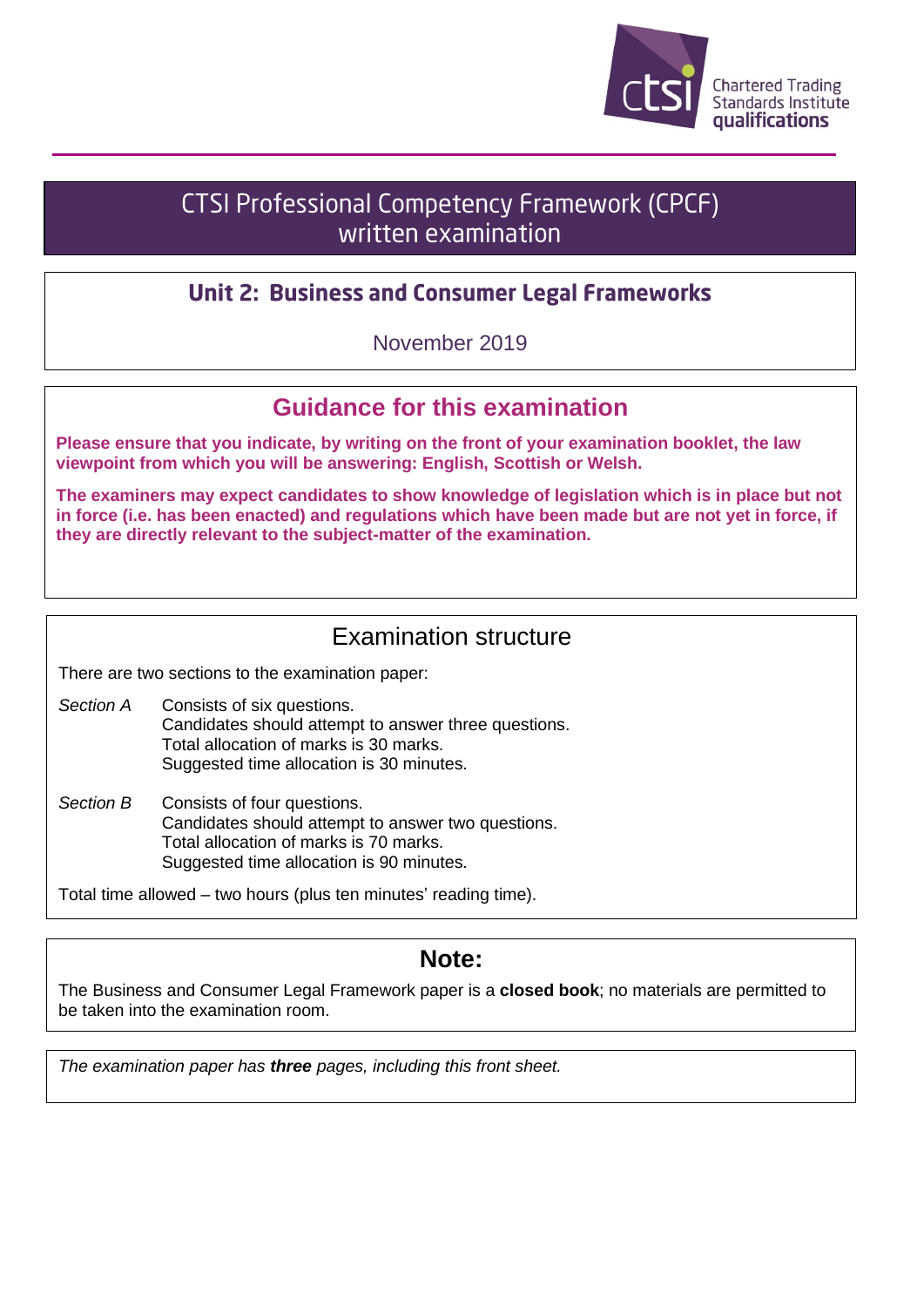Chartered Trading Standards Institute qualifications

# CTSI Professional Competency Framework (CPCF) written examination

## Unit 2: Business and Consumer Legal Frameworks

November 2019

## Guidance for this examination

**Please ensure that you indicate, by writing on the front of your examination booklet, the law viewpoint from which you will be answering: English, Scottish or Welsh.**

**The examiners may expect candidates to show knowledge of legislation which is in place but not in force (i.e. has been enacted) and regulations which have been made but are not yet in force, if they are directly relevant to the subject-matter of the examination.**

## Examination structure

There are two sections to the examination paper:

*Section A* Consists of six questions.
Candidates should attempt to answer three questions.
Total allocation of marks is 30 marks.
Suggested time allocation is 30 minutes.

*Section B* Consists of four questions.
Candidates should attempt to answer two questions.
Total allocation of marks is 70 marks.
Suggested time allocation is 90 minutes.

Total time allowed – two hours (plus ten minutes' reading time).

## Note:

The Business and Consumer Legal Framework paper is a **closed book**; no materials are permitted to be taken into the examination room.

*The examination paper has **three** pages, including this front sheet.*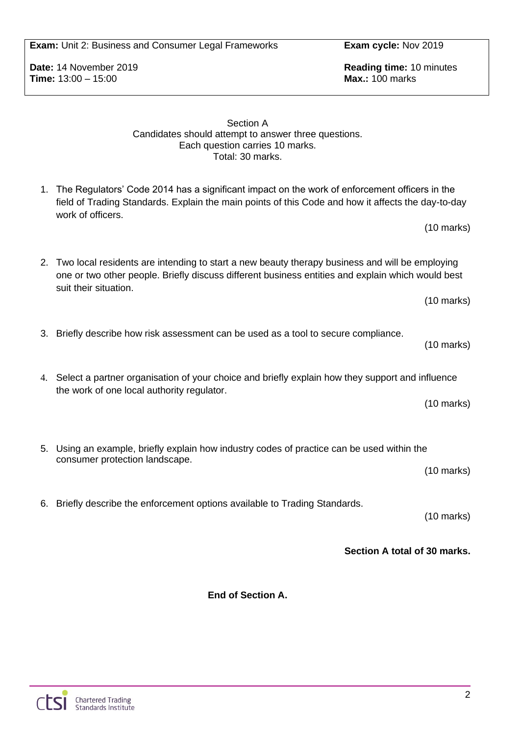| **Exam:** Unit 2: Business and Consumer Legal Frameworks | **Exam cycle:** Nov 2019 |
| --- | --- |
| **Date:** 14 November 2019<br>**Time:** 13:00 – 15:00 | **Reading time:** 10 minutes<br>**Max.:** 100 marks |

Section A
Candidates should attempt to answer three questions.
Each question carries 10 marks.
Total: 30 marks.

1. The Regulators' Code 2014 has a significant impact on the work of enforcement officers in the field of Trading Standards. Explain the main points of this Code and how it affects the day-to-day work of officers.

   (10 marks)

2. Two local residents are intending to start a new beauty therapy business and will be employing one or two other people. Briefly discuss different business entities and explain which would best suit their situation.

   (10 marks)

3. Briefly describe how risk assessment can be used as a tool to secure compliance.

   (10 marks)

4. Select a partner organisation of your choice and briefly explain how they support and influence the work of one local authority regulator.

   (10 marks)

5. Using an example, briefly explain how industry codes of practice can be used within the consumer protection landscape.

   (10 marks)

6. Briefly describe the enforcement options available to Trading Standards.

   (10 marks)

**Section A total of 30 marks.**

**End of Section A.**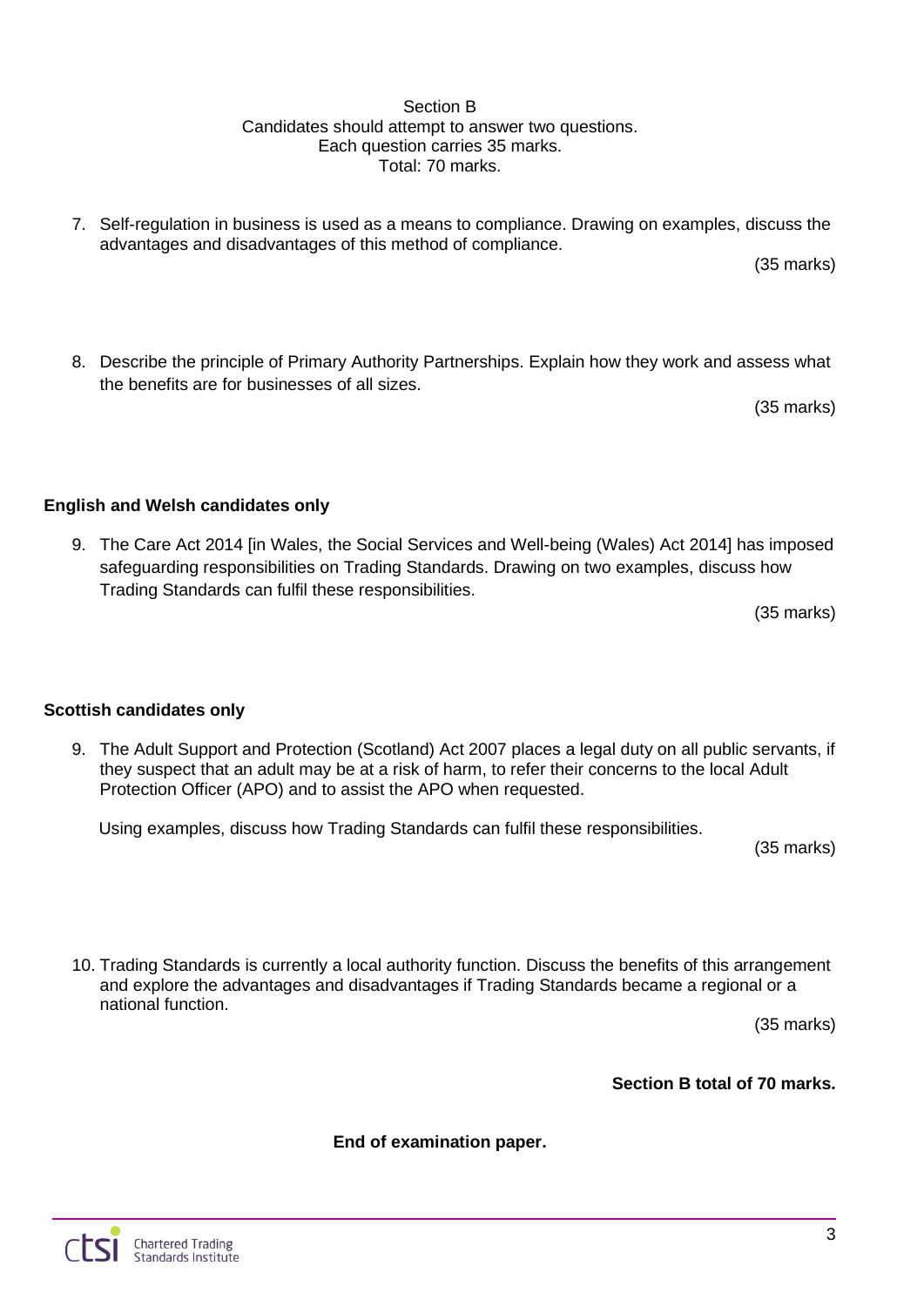Section B
Candidates should attempt to answer two questions.
Each question carries 35 marks.
Total: 70 marks.

7. Self-regulation in business is used as a means to compliance. Drawing on examples, discuss the advantages and disadvantages of this method of compliance.

(35 marks)

8. Describe the principle of Primary Authority Partnerships. Explain how they work and assess what the benefits are for businesses of all sizes.

(35 marks)

**English and Welsh candidates only**

9. The Care Act 2014 [in Wales, the Social Services and Well-being (Wales) Act 2014] has imposed safeguarding responsibilities on Trading Standards. Drawing on two examples, discuss how Trading Standards can fulfil these responsibilities.

(35 marks)

**Scottish candidates only**

9. The Adult Support and Protection (Scotland) Act 2007 places a legal duty on all public servants, if they suspect that an adult may be at a risk of harm, to refer their concerns to the local Adult Protection Officer (APO) and to assist the APO when requested.

   Using examples, discuss how Trading Standards can fulfil these responsibilities.

(35 marks)

10. Trading Standards is currently a local authority function. Discuss the benefits of this arrangement and explore the advantages and disadvantages if Trading Standards became a regional or a national function.

(35 marks)

**Section B total of 70 marks.**

**End of examination paper.**